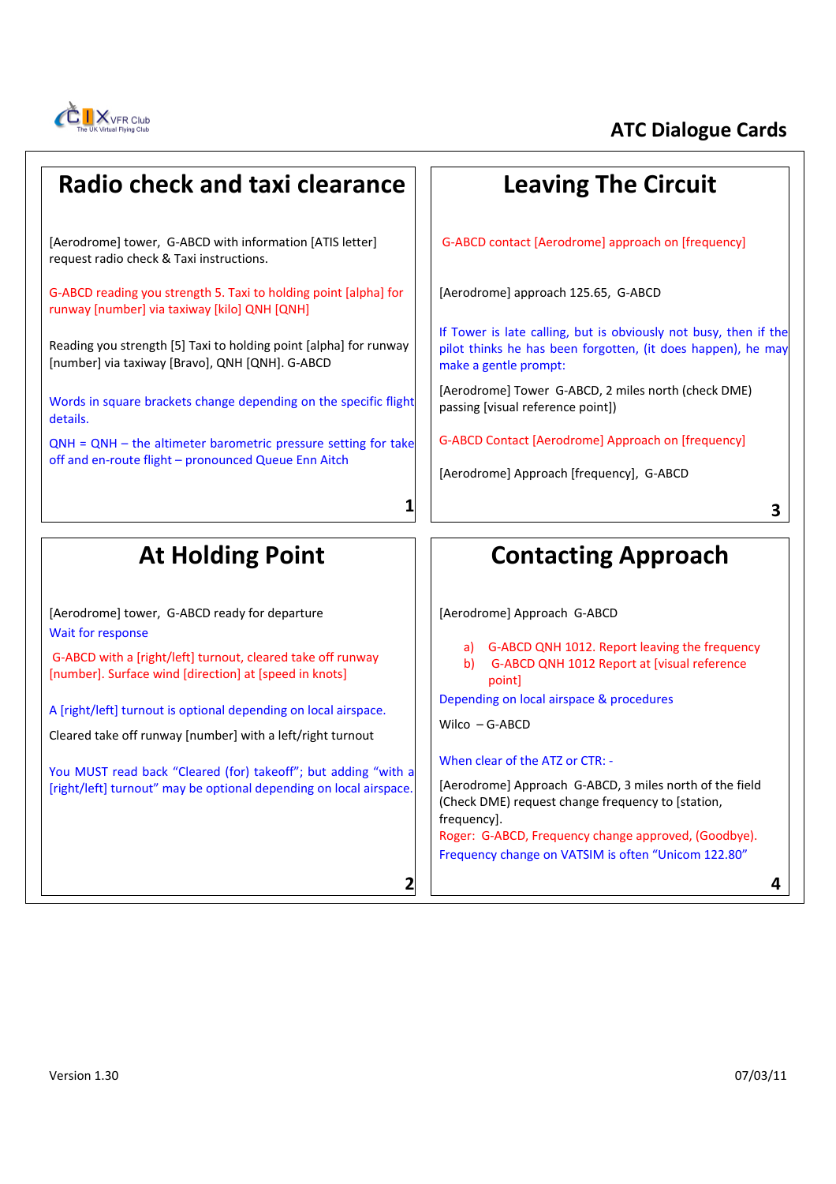# ATC Dialogue Cards

## Radio check and taxi clearance

[Aerodrome] tower, G-ABCD with information [ATIS letter] request radio check & Taxi instructions.

G-ABCD reading you strength 5. Taxi to holding point [alpha] for runway [number] via taxiway [kilo] QNH [QNH]

Reading you strength [5] Taxi to holding point [alpha] for runway [number] via taxiway [Bravo], QNH [QNH]. G-ABCD

Words in square brackets change depending on the specific flight details.

QNH = QNH – the altimeter barometric pressure setting for take off and en-route flight – pronounced Queue Enn Aitch

## At Holding Point

[Aerodrome] tower, G-ABCD ready for departure

Wait for response

G-ABCD with a [right/left] turnout, cleared take off runway [number]. Surface wind [direction] at [speed in knots]

A [right/left] turnout is optional depending on local airspace.

Cleared take off runway [number] with a left/right turnout

You MUST read back "Cleared (for) takeoff"; but adding "with a [right/left] turnout" may be optional depending on local airspace.

## Leaving The Circuit

G-ABCD contact [Aerodrome] approach on [frequency]

[Aerodrome] approach 125.65, G-ABCD

If Tower is late calling, but is obviously not busy, then if the pilot thinks he has been forgotten, (it does happen), he may make a gentle prompt:

[Aerodrome] Tower G-ABCD, 2 miles north (check DME) passing [visual reference point])

G-ABCD Contact [Aerodrome] Approach on [frequency]

[Aerodrome] Approach [frequency], G-ABCD

## Contacting Approach

[Aerodrome] Approach G-ABCD

a) G-ABCD QNH 1012. Report leaving the frequency
b) G-ABCD QNH 1012 Report at [visual reference point]

Depending on local airspace & procedures

Wilco – G-ABCD

When clear of the ATZ or CTR: -

[Aerodrome] Approach G-ABCD, 3 miles north of the field (Check DME) request change frequency to [station, frequency].

Roger: G-ABCD, Frequency change approved, (Goodbye).

Frequency change on VATSIM is often "Unicom 122.80"

Version 1.30

07/03/11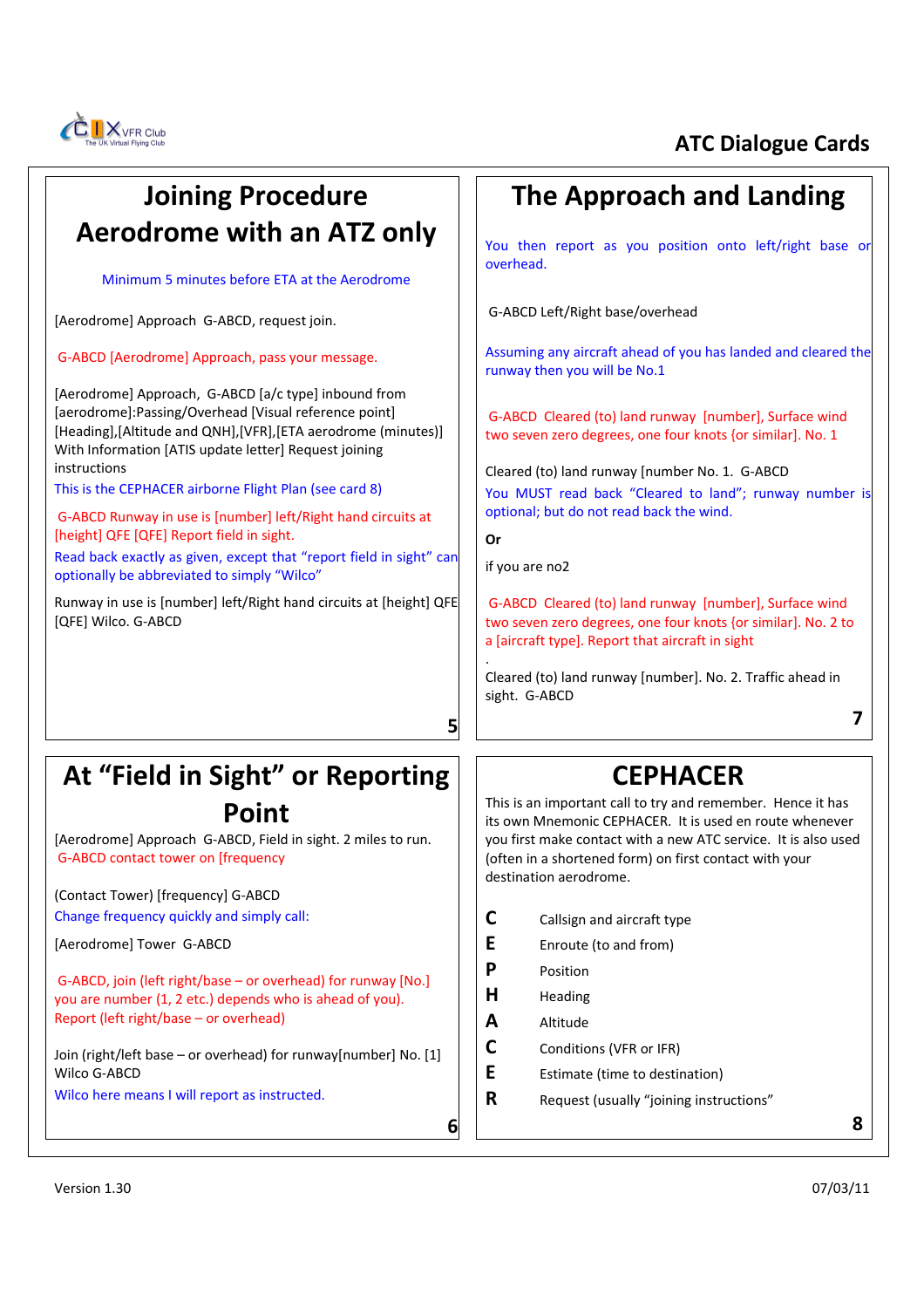# ATC Dialogue Cards

## Joining Procedure Aerodrome with an ATZ only

Minimum 5 minutes before ETA at the Aerodrome

[Aerodrome] Approach G-ABCD, request join.

G-ABCD [Aerodrome] Approach, pass your message.

[Aerodrome] Approach, G-ABCD [a/c type] inbound from [aerodrome]:Passing/Overhead [Visual reference point] [Heading],[Altitude and QNH],[VFR],[ETA aerodrome (minutes)] With Information [ATIS update letter] Request joining instructions

This is the CEPHACER airborne Flight Plan (see card 8)

G-ABCD Runway in use is [number] left/Right hand circuits at [height] QFE [QFE] Report field in sight.

Read back exactly as given, except that "report field in sight" can optionally be abbreviated to simply "Wilco"

Runway in use is [number] left/Right hand circuits at [height] QFE [QFE] Wilco. G-ABCD

## At "Field in Sight" or Reporting Point

[Aerodrome] Approach G-ABCD, Field in sight. 2 miles to run.

G-ABCD contact tower on [frequency

(Contact Tower) [frequency] G-ABCD

Change frequency quickly and simply call:

[Aerodrome] Tower G-ABCD

G-ABCD, join (left right/base – or overhead) for runway [No.] you are number (1, 2 etc.) depends who is ahead of you). Report (left right/base – or overhead)

Join (right/left base – or overhead) for runway[number] No. [1] Wilco G-ABCD

Wilco here means I will report as instructed.

## The Approach and Landing

You then report as you position onto left/right base or overhead.

G-ABCD Left/Right base/overhead

Assuming any aircraft ahead of you has landed and cleared the runway then you will be No.1

G-ABCD Cleared (to) land runway [number], Surface wind two seven zero degrees, one four knots (or similar]. No. 1

Cleared (to) land runway [number No. 1. G-ABCD

You MUST read back "Cleared to land"; runway number is optional; but do not read back the wind.

**Or**

if you are no2

G-ABCD Cleared (to) land runway [number], Surface wind two seven zero degrees, one four knots (or similar]. No. 2 to a [aircraft type]. Report that aircraft in sight

.

Cleared (to) land runway [number]. No. 2. Traffic ahead in sight. G-ABCD

## CEPHACER

This is an important call to try and remember. Hence it has its own Mnemonic CEPHACER. It is used en route whenever you first make contact with a new ATC service. It is also used (often in a shortened form) on first contact with your destination aerodrome.

| | |
|---|---|
| **C** | Callsign and aircraft type |
| **E** | Enroute (to and from) |
| **P** | Position |
| **H** | Heading |
| **A** | Altitude |
| **C** | Conditions (VFR or IFR) |
| **E** | Estimate (time to destination) |
| **R** | Request (usually "joining instructions" |

Version 1.30 07/03/11